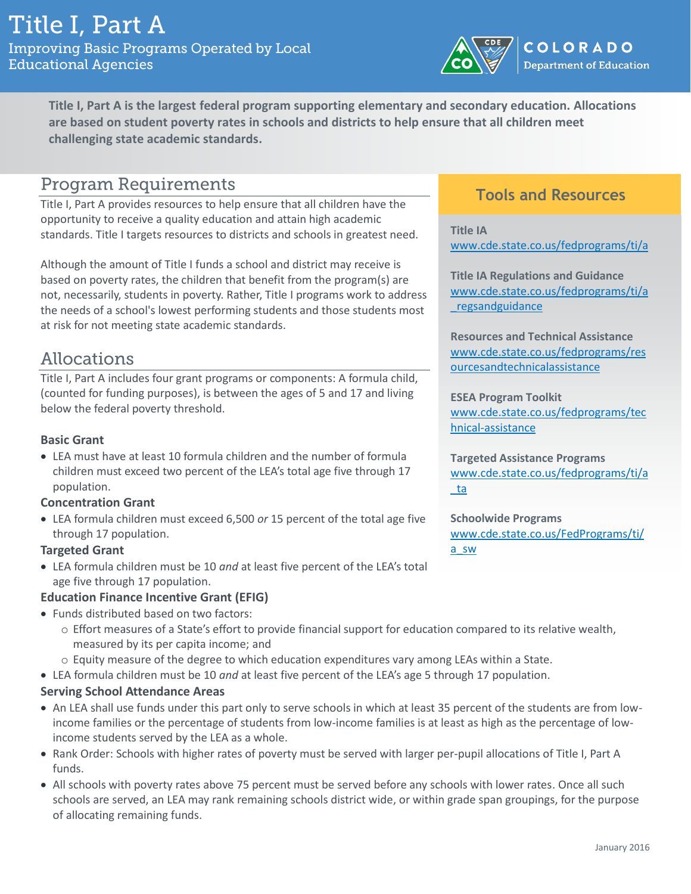# Title I, Part A

Improving Basic Programs Operated by Local Educational Agencies

COLORADO Department of Education

**Title I, Part A is the largest federal program supporting elementary and secondary education. Allocations are based on student poverty rates in schools and districts to help ensure that all children meet challenging state academic standards.**

## Program Requirements

Title I, Part A provides resources to help ensure that all children have the opportunity to receive a quality education and attain high academic standards. Title I targets resources to districts and schools in greatest need.

Although the amount of Title I funds a school and district may receive is based on poverty rates, the children that benefit from the program(s) are not, necessarily, students in poverty. Rather, Title I programs work to address the needs of a school's lowest performing students and those students most at risk for not meeting state academic standards.

## Allocations

Title I, Part A includes four grant programs or components: A formula child, (counted for funding purposes), is between the ages of 5 and 17 and living below the federal poverty threshold.

**Basic Grant**

- LEA must have at least 10 formula children and the number of formula children must exceed two percent of the LEA's total age five through 17 population.

**Concentration Grant**

- LEA formula children must exceed 6,500 *or* 15 percent of the total age five through 17 population.

**Targeted Grant**

- LEA formula children must be 10 *and* at least five percent of the LEA's total age five through 17 population.

**Education Finance Incentive Grant (EFIG)**

- Funds distributed based on two factors:
  - Effort measures of a State's effort to provide financial support for education compared to its relative wealth, measured by its per capita income; and
  - Equity measure of the degree to which education expenditures vary among LEAs within a State.
- LEA formula children must be 10 *and* at least five percent of the LEA's age 5 through 17 population.

**Serving School Attendance Areas**

- An LEA shall use funds under this part only to serve schools in which at least 35 percent of the students are from low-income families or the percentage of students from low-income families is at least as high as the percentage of low-income students served by the LEA as a whole.
- Rank Order: Schools with higher rates of poverty must be served with larger per-pupil allocations of Title I, Part A funds.
- All schools with poverty rates above 75 percent must be served before any schools with lower rates. Once all such schools are served, an LEA may rank remaining schools district wide, or within grade span groupings, for the purpose of allocating remaining funds.

## Tools and Resources

**Title IA**
www.cde.state.co.us/fedprograms/ti/a

**Title IA Regulations and Guidance**
www.cde.state.co.us/fedprograms/ti/a_regsandguidance

**Resources and Technical Assistance**
www.cde.state.co.us/fedprograms/resourcesandtechnicalassistance

**ESEA Program Toolkit**
www.cde.state.co.us/fedprograms/technical-assistance

**Targeted Assistance Programs**
www.cde.state.co.us/fedprograms/ti/a_ta

**Schoolwide Programs**
www.cde.state.co.us/FedPrograms/ti/a_sw

January 2016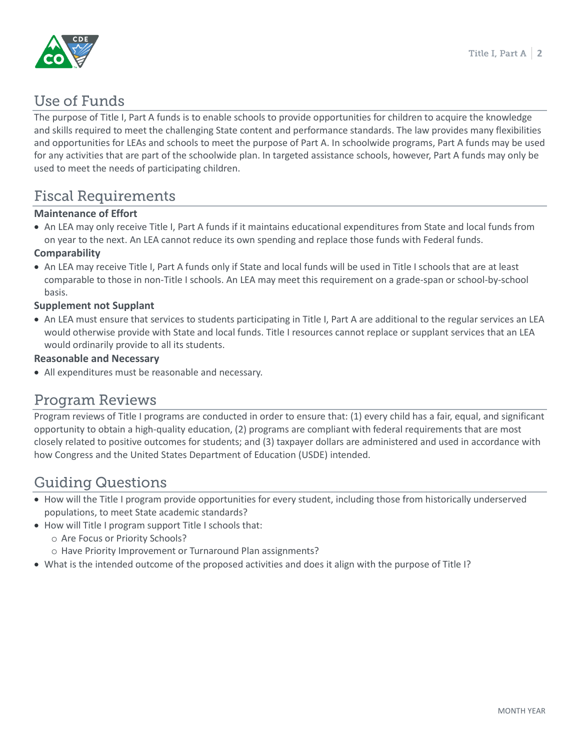## Use of Funds

The purpose of Title I, Part A funds is to enable schools to provide opportunities for children to acquire the knowledge and skills required to meet the challenging State content and performance standards. The law provides many flexibilities and opportunities for LEAs and schools to meet the purpose of Part A. In schoolwide programs, Part A funds may be used for any activities that are part of the schoolwide plan. In targeted assistance schools, however, Part A funds may only be used to meet the needs of participating children.

## Fiscal Requirements

**Maintenance of Effort**

- An LEA may only receive Title I, Part A funds if it maintains educational expenditures from State and local funds from on year to the next. An LEA cannot reduce its own spending and replace those funds with Federal funds.

**Comparability**

- An LEA may receive Title I, Part A funds only if State and local funds will be used in Title I schools that are at least comparable to those in non-Title I schools. An LEA may meet this requirement on a grade-span or school-by-school basis.

**Supplement not Supplant**

- An LEA must ensure that services to students participating in Title I, Part A are additional to the regular services an LEA would otherwise provide with State and local funds. Title I resources cannot replace or supplant services that an LEA would ordinarily provide to all its students.

**Reasonable and Necessary**

- All expenditures must be reasonable and necessary.

## Program Reviews

Program reviews of Title I programs are conducted in order to ensure that: (1) every child has a fair, equal, and significant opportunity to obtain a high-quality education, (2) programs are compliant with federal requirements that are most closely related to positive outcomes for students; and (3) taxpayer dollars are administered and used in accordance with how Congress and the United States Department of Education (USDE) intended.

## Guiding Questions

- How will the Title I program provide opportunities for every student, including those from historically underserved populations, to meet State academic standards?
- How will Title I program support Title I schools that:
  - Are Focus or Priority Schools?
  - Have Priority Improvement or Turnaround Plan assignments?
- What is the intended outcome of the proposed activities and does it align with the purpose of Title I?

MONTH YEAR